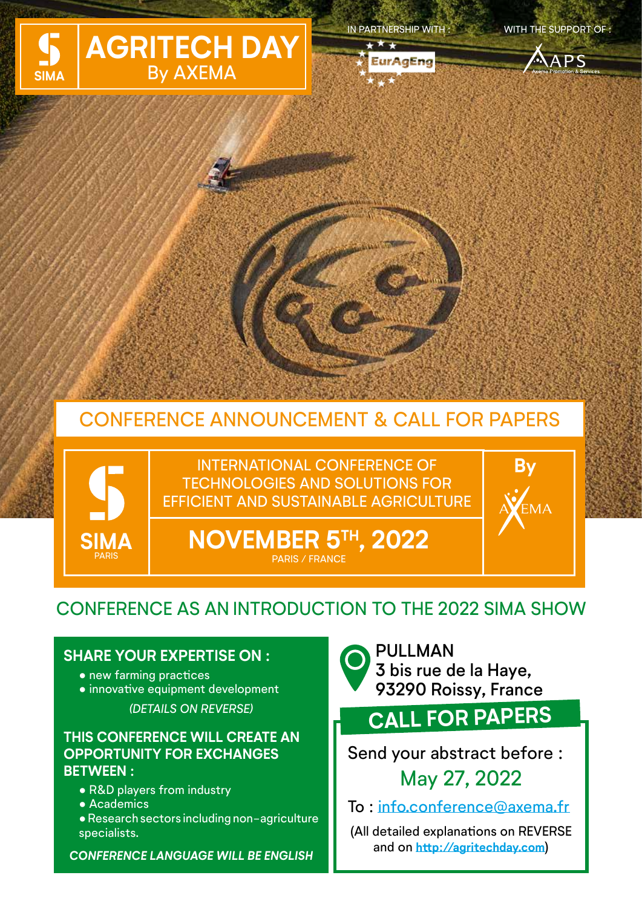# AGRITECH DAY
By AXEMA

SIMA

IN PARTNERSHIP WITH : EurAgEng

WITH THE SUPPORT OF : APS Axema Promotion & Services

## CONFERENCE ANNOUNCEMENT & CALL FOR PAPERS

SIMA PARIS

INTERNATIONAL CONFERENCE OF TECHNOLOGIES AND SOLUTIONS FOR EFFICIENT AND SUSTAINABLE AGRICULTURE

By AXEMA

**NOVEMBER 5TH, 2022**

PARIS / FRANCE

## CONFERENCE AS AN INTRODUCTION TO THE 2022 SIMA SHOW

### SHARE YOUR EXPERTISE ON :

- new farming practices
- innovative equipment development

*(DETAILS ON REVERSE)*

### THIS CONFERENCE WILL CREATE AN OPPORTUNITY FOR EXCHANGES BETWEEN :

- R&D players from industry
- Academics
- Research sectors including non-agriculture specialists.

***CONFERENCE LANGUAGE WILL BE ENGLISH***

PULLMAN
3 bis rue de la Haye,
93290 Roissy, France

## CALL FOR PAPERS

Send your abstract before :

May 27, 2022

To : info.conference@axema.fr

(All detailed explanations on REVERSE and on **http://agritechday.com**)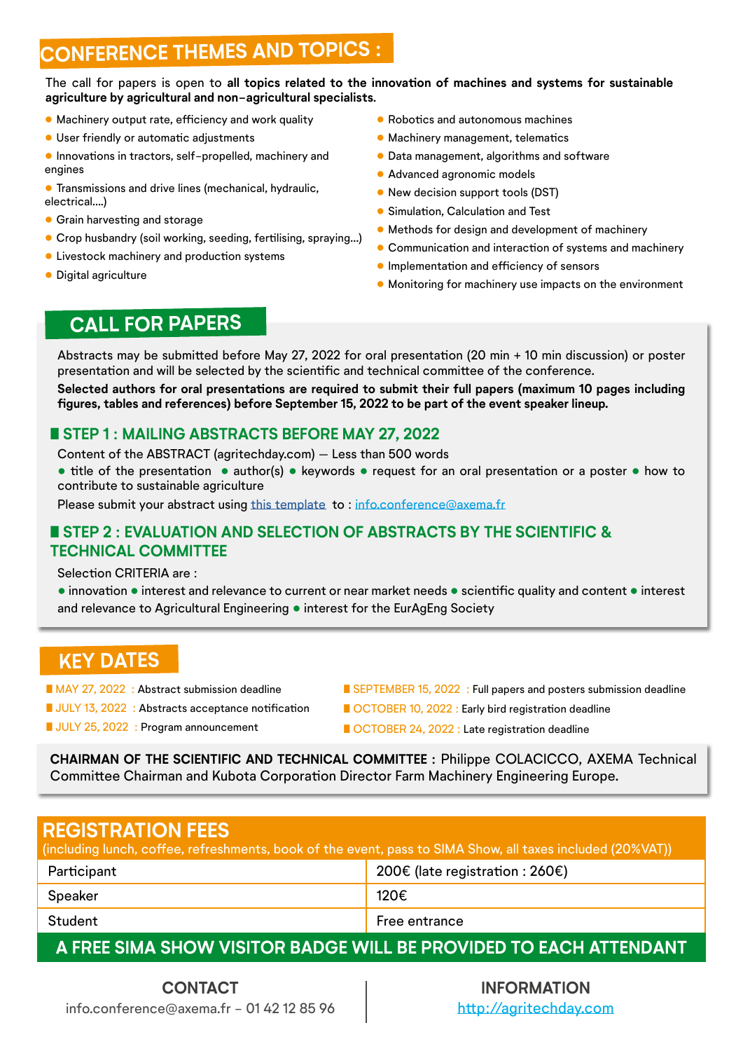## CONFERENCE THEMES AND TOPICS :

The call for papers is open to **all topics related to the innovation of machines and systems for sustainable agriculture by agricultural and non-agricultural specialists.**

- Machinery output rate, efficiency and work quality
- User friendly or automatic adjustments
- Innovations in tractors, self-propelled, machinery and engines
- Transmissions and drive lines (mechanical, hydraulic, electrical....)
- Grain harvesting and storage
- Crop husbandry (soil working, seeding, fertilising, spraying...)
- Livestock machinery and production systems
- Digital agriculture
- Robotics and autonomous machines
- Machinery management, telematics
- Data management, algorithms and software
- Advanced agronomic models
- New decision support tools (DST)
- Simulation, Calculation and Test
- Methods for design and development of machinery
- Communication and interaction of systems and machinery
- Implementation and efficiency of sensors
- Monitoring for machinery use impacts on the environment

## CALL FOR PAPERS

Abstracts may be submitted before May 27, 2022 for oral presentation (20 min + 10 min discussion) or poster presentation and will be selected by the scientific and technical committee of the conference.

**Selected authors for oral presentations are required to submit their full papers (maximum 10 pages including figures, tables and references) before September 15, 2022 to be part of the event speaker lineup.**

### STEP 1 : MAILING ABSTRACTS BEFORE MAY 27, 2022

Content of the ABSTRACT (agritechday.com) — Less than 500 words

• title of the presentation • author(s) • keywords • request for an oral presentation or a poster • how to contribute to sustainable agriculture

Please submit your abstract using this template to : info.conference@axema.fr

### STEP 2 : EVALUATION AND SELECTION OF ABSTRACTS BY THE SCIENTIFIC & TECHNICAL COMMITTEE

Selection CRITERIA are :

• innovation • interest and relevance to current or near market needs • scientific quality and content • interest and relevance to Agricultural Engineering • interest for the EurAgEng Society

## KEY DATES

- MAY 27, 2022 : Abstract submission deadline
- JULY 13, 2022 : Abstracts acceptance notification
- JULY 25, 2022 : Program announcement
- SEPTEMBER 15, 2022 : Full papers and posters submission deadline
- OCTOBER 10, 2022 : Early bird registration deadline
- OCTOBER 24, 2022 : Late registration deadline

**CHAIRMAN OF THE SCIENTIFIC AND TECHNICAL COMMITTEE :** Philippe COLACICCO, AXEMA Technical Committee Chairman and Kubota Corporation Director Farm Machinery Engineering Europe.

## REGISTRATION FEES

(including lunch, coffee, refreshments, book of the event, pass to SIMA Show, all taxes included (20%VAT))

| | |
|---|---|
| Participant | 200€ (late registration : 260€) |
| Speaker | 120€ |
| Student | Free entrance |

**A FREE SIMA SHOW VISITOR BADGE WILL BE PROVIDED TO EACH ATTENDANT**

**CONTACT**
info.conference@axema.fr – 01 42 12 85 96

**INFORMATION**
http://agritechday.com